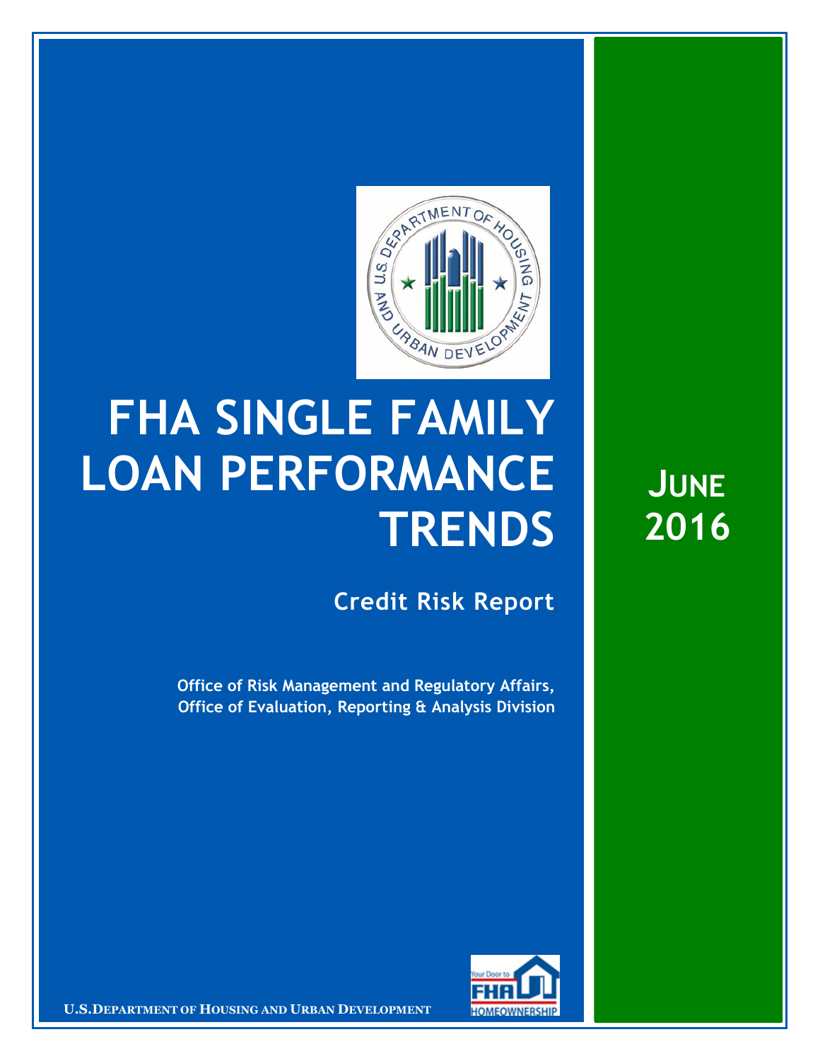# FHA SINGLE FAMILY LOAN PERFORMANCE TRENDS

## Credit Risk Report

**Office of Risk Management and Regulatory Affairs, Office of Evaluation, Reporting & Analysis Division**

**JUNE 2016**

U.S. DEPARTMENT OF HOUSING AND URBAN DEVELOPMENT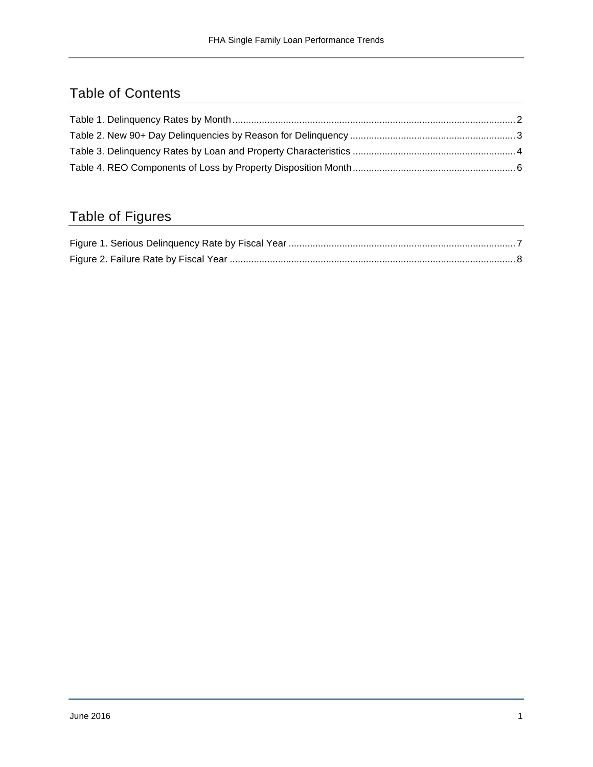## Table of Contents

Table 1. Delinquency Rates by Month .......... 2
Table 2. New 90+ Day Delinquencies by Reason for Delinquency .......... 3
Table 3. Delinquency Rates by Loan and Property Characteristics .......... 4
Table 4. REO Components of Loss by Property Disposition Month .......... 6

## Table of Figures

Figure 1. Serious Delinquency Rate by Fiscal Year .......... 7
Figure 2. Failure Rate by Fiscal Year .......... 8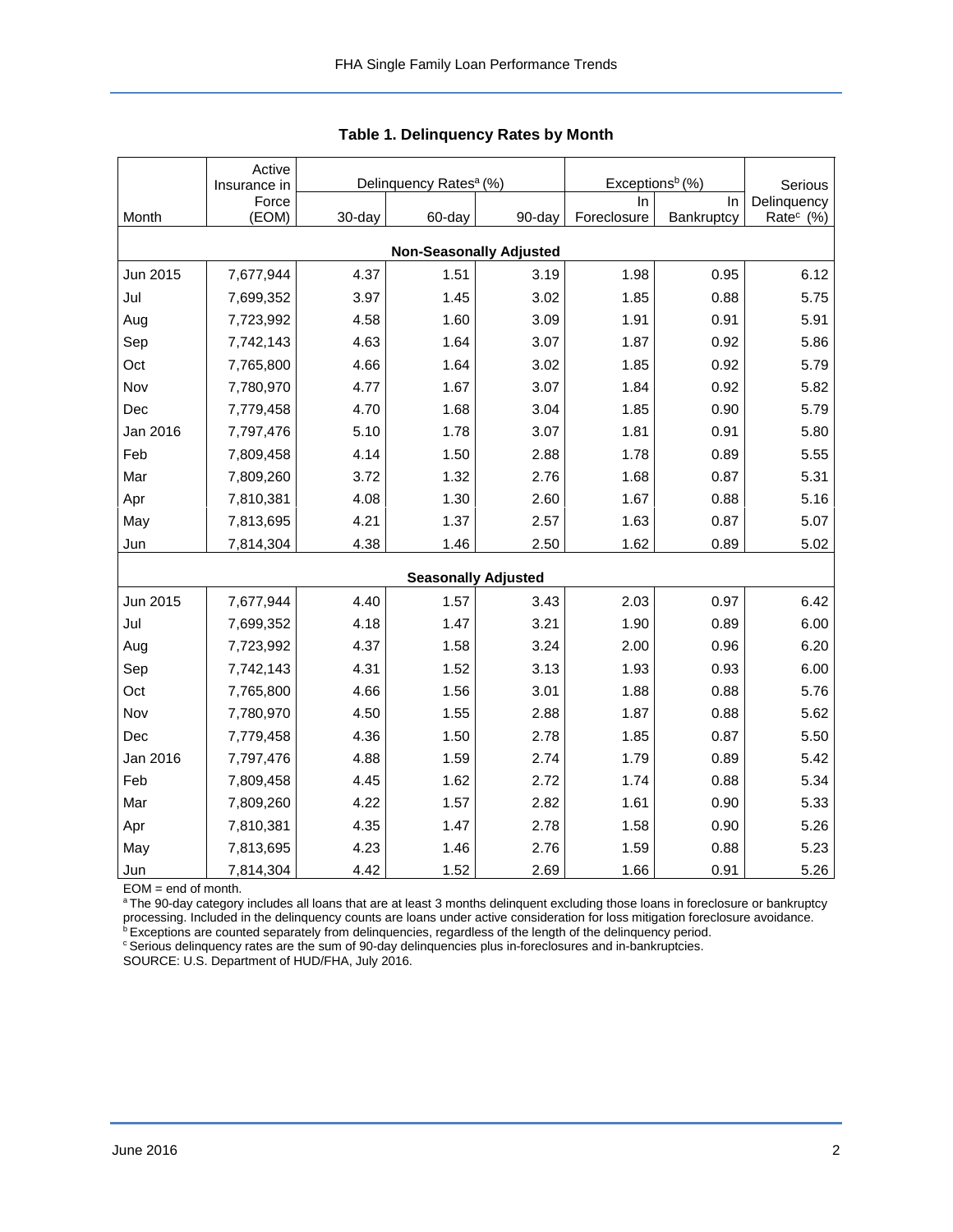# Table 1. Delinquency Rates by Month

| Month | Active Insurance in Force (EOM) | Delinquency Rates[a] (%) | | | Exceptions[b] (%) | | Serious Delinquency Rate[c] (%) |
|---|---|---|---|---|---|---|---|
| | | 30-day | 60-day | 90-day | In Foreclosure | In Bankruptcy | |
| **Non-Seasonally Adjusted** | | | | | | | |
| Jun 2015 | 7,677,944 | 4.37 | 1.51 | 3.19 | 1.98 | 0.95 | 6.12 |
| Jul | 7,699,352 | 3.97 | 1.45 | 3.02 | 1.85 | 0.88 | 5.75 |
| Aug | 7,723,992 | 4.58 | 1.60 | 3.09 | 1.91 | 0.91 | 5.91 |
| Sep | 7,742,143 | 4.63 | 1.64 | 3.07 | 1.87 | 0.92 | 5.86 |
| Oct | 7,765,800 | 4.66 | 1.64 | 3.02 | 1.85 | 0.92 | 5.79 |
| Nov | 7,780,970 | 4.77 | 1.67 | 3.07 | 1.84 | 0.92 | 5.82 |
| Dec | 7,779,458 | 4.70 | 1.68 | 3.04 | 1.85 | 0.90 | 5.79 |
| Jan 2016 | 7,797,476 | 5.10 | 1.78 | 3.07 | 1.81 | 0.91 | 5.80 |
| Feb | 7,809,458 | 4.14 | 1.50 | 2.88 | 1.78 | 0.89 | 5.55 |
| Mar | 7,809,260 | 3.72 | 1.32 | 2.76 | 1.68 | 0.87 | 5.31 |
| Apr | 7,810,381 | 4.08 | 1.30 | 2.60 | 1.67 | 0.88 | 5.16 |
| May | 7,813,695 | 4.21 | 1.37 | 2.57 | 1.63 | 0.87 | 5.07 |
| Jun | 7,814,304 | 4.38 | 1.46 | 2.50 | 1.62 | 0.89 | 5.02 |
| **Seasonally Adjusted** | | | | | | | |
| Jun 2015 | 7,677,944 | 4.40 | 1.57 | 3.43 | 2.03 | 0.97 | 6.42 |
| Jul | 7,699,352 | 4.18 | 1.47 | 3.21 | 1.90 | 0.89 | 6.00 |
| Aug | 7,723,992 | 4.37 | 1.58 | 3.24 | 2.00 | 0.96 | 6.20 |
| Sep | 7,742,143 | 4.31 | 1.52 | 3.13 | 1.93 | 0.93 | 6.00 |
| Oct | 7,765,800 | 4.66 | 1.56 | 3.01 | 1.88 | 0.88 | 5.76 |
| Nov | 7,780,970 | 4.50 | 1.55 | 2.88 | 1.87 | 0.88 | 5.62 |
| Dec | 7,779,458 | 4.36 | 1.50 | 2.78 | 1.85 | 0.87 | 5.50 |
| Jan 2016 | 7,797,476 | 4.88 | 1.59 | 2.74 | 1.79 | 0.89 | 5.42 |
| Feb | 7,809,458 | 4.45 | 1.62 | 2.72 | 1.74 | 0.88 | 5.34 |
| Mar | 7,809,260 | 4.22 | 1.57 | 2.82 | 1.61 | 0.90 | 5.33 |
| Apr | 7,810,381 | 4.35 | 1.47 | 2.78 | 1.58 | 0.90 | 5.26 |
| May | 7,813,695 | 4.23 | 1.46 | 2.76 | 1.59 | 0.88 | 5.23 |
| Jun | 7,814,304 | 4.42 | 1.52 | 2.69 | 1.66 | 0.91 | 5.26 |

EOM = end of month.

[a] The 90-day category includes all loans that are at least 3 months delinquent excluding those loans in foreclosure or bankruptcy processing. Included in the delinquency counts are loans under active consideration for loss mitigation foreclosure avoidance.

[b] Exceptions are counted separately from delinquencies, regardless of the length of the delinquency period.

[c] Serious delinquency rates are the sum of 90-day delinquencies plus in-foreclosures and in-bankruptcies.

SOURCE: U.S. Department of HUD/FHA, July 2016.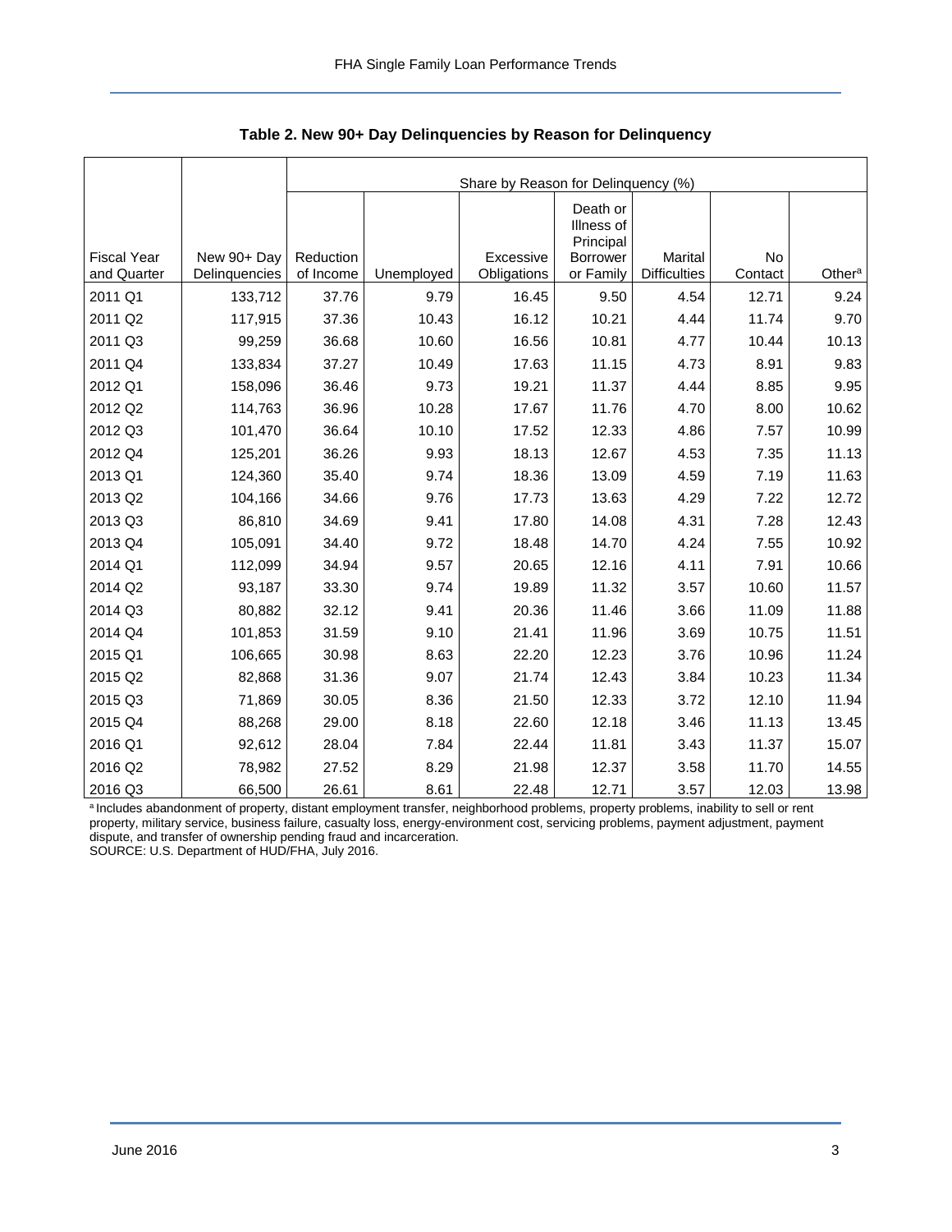## Table 2. New 90+ Day Delinquencies by Reason for Delinquency

| Fiscal Year and Quarter | New 90+ Day Delinquencies | Share by Reason for Delinquency (%) | | | | | | |
|---|---|---|---|---|---|---|---|---|
| | | Reduction of Income | Unemployed | Excessive Obligations | Death or Illness of Principal Borrower or Family | Marital Difficulties | No Contact | Other[a] |
| 2011 Q1 | 133,712 | 37.76 | 9.79 | 16.45 | 9.50 | 4.54 | 12.71 | 9.24 |
| 2011 Q2 | 117,915 | 37.36 | 10.43 | 16.12 | 10.21 | 4.44 | 11.74 | 9.70 |
| 2011 Q3 | 99,259 | 36.68 | 10.60 | 16.56 | 10.81 | 4.77 | 10.44 | 10.13 |
| 2011 Q4 | 133,834 | 37.27 | 10.49 | 17.63 | 11.15 | 4.73 | 8.91 | 9.83 |
| 2012 Q1 | 158,096 | 36.46 | 9.73 | 19.21 | 11.37 | 4.44 | 8.85 | 9.95 |
| 2012 Q2 | 114,763 | 36.96 | 10.28 | 17.67 | 11.76 | 4.70 | 8.00 | 10.62 |
| 2012 Q3 | 101,470 | 36.64 | 10.10 | 17.52 | 12.33 | 4.86 | 7.57 | 10.99 |
| 2012 Q4 | 125,201 | 36.26 | 9.93 | 18.13 | 12.67 | 4.53 | 7.35 | 11.13 |
| 2013 Q1 | 124,360 | 35.40 | 9.74 | 18.36 | 13.09 | 4.59 | 7.19 | 11.63 |
| 2013 Q2 | 104,166 | 34.66 | 9.76 | 17.73 | 13.63 | 4.29 | 7.22 | 12.72 |
| 2013 Q3 | 86,810 | 34.69 | 9.41 | 17.80 | 14.08 | 4.31 | 7.28 | 12.43 |
| 2013 Q4 | 105,091 | 34.40 | 9.72 | 18.48 | 14.70 | 4.24 | 7.55 | 10.92 |
| 2014 Q1 | 112,099 | 34.94 | 9.57 | 20.65 | 12.16 | 4.11 | 7.91 | 10.66 |
| 2014 Q2 | 93,187 | 33.30 | 9.74 | 19.89 | 11.32 | 3.57 | 10.60 | 11.57 |
| 2014 Q3 | 80,882 | 32.12 | 9.41 | 20.36 | 11.46 | 3.66 | 11.09 | 11.88 |
| 2014 Q4 | 101,853 | 31.59 | 9.10 | 21.41 | 11.96 | 3.69 | 10.75 | 11.51 |
| 2015 Q1 | 106,665 | 30.98 | 8.63 | 22.20 | 12.23 | 3.76 | 10.96 | 11.24 |
| 2015 Q2 | 82,868 | 31.36 | 9.07 | 21.74 | 12.43 | 3.84 | 10.23 | 11.34 |
| 2015 Q3 | 71,869 | 30.05 | 8.36 | 21.50 | 12.33 | 3.72 | 12.10 | 11.94 |
| 2015 Q4 | 88,268 | 29.00 | 8.18 | 22.60 | 12.18 | 3.46 | 11.13 | 13.45 |
| 2016 Q1 | 92,612 | 28.04 | 7.84 | 22.44 | 11.81 | 3.43 | 11.37 | 15.07 |
| 2016 Q2 | 78,982 | 27.52 | 8.29 | 21.98 | 12.37 | 3.58 | 11.70 | 14.55 |
| 2016 Q3 | 66,500 | 26.61 | 8.61 | 22.48 | 12.71 | 3.57 | 12.03 | 13.98 |

[a] Includes abandonment of property, distant employment transfer, neighborhood problems, property problems, inability to sell or rent property, military service, business failure, casualty loss, energy-environment cost, servicing problems, payment adjustment, payment dispute, and transfer of ownership pending fraud and incarceration.
SOURCE: U.S. Department of HUD/FHA, July 2016.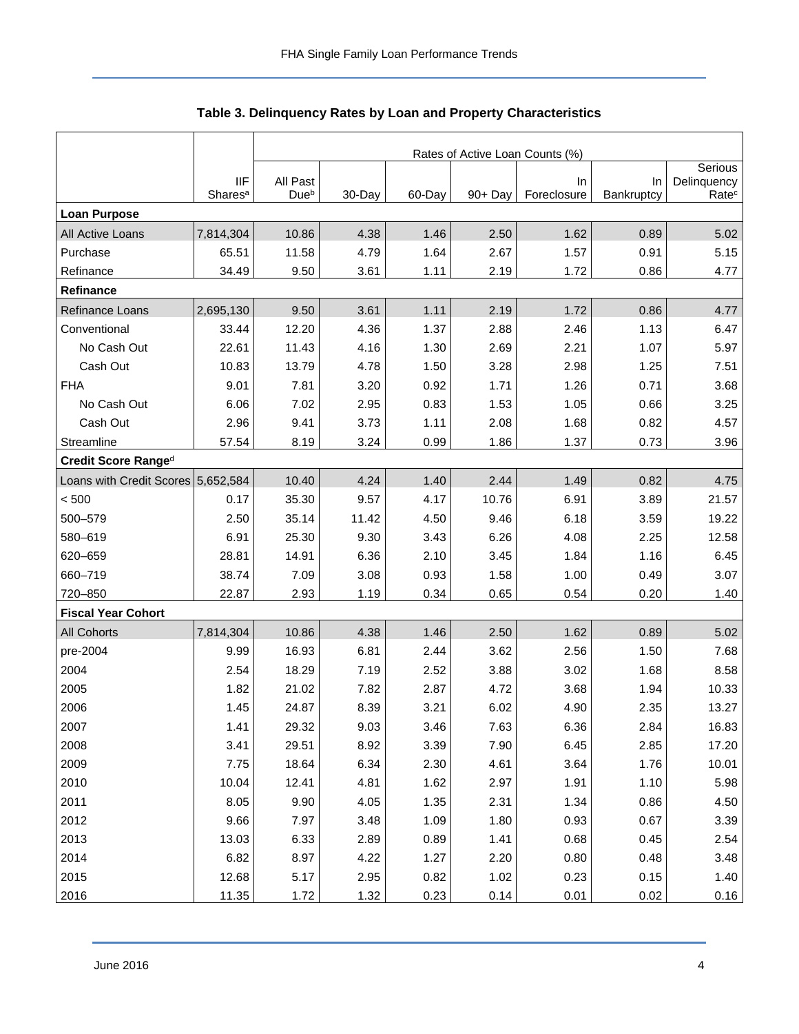## Table 3. Delinquency Rates by Loan and Property Characteristics

| | | Rates of Active Loan Counts (%) | | | | | | |
|---|---|---|---|---|---|---|---|---|
| | IIF Shares[a] | All Past Due[b] | 30-Day | 60-Day | 90+ Day | In Foreclosure | In Bankruptcy | Serious Delinquency Rate[c] |
| **Loan Purpose** | | | | | | | | |
| All Active Loans | 7,814,304 | 10.86 | 4.38 | 1.46 | 2.50 | 1.62 | 0.89 | 5.02 |
| Purchase | 65.51 | 11.58 | 4.79 | 1.64 | 2.67 | 1.57 | 0.91 | 5.15 |
| Refinance | 34.49 | 9.50 | 3.61 | 1.11 | 2.19 | 1.72 | 0.86 | 4.77 |
| **Refinance** | | | | | | | | |
| Refinance Loans | 2,695,130 | 9.50 | 3.61 | 1.11 | 2.19 | 1.72 | 0.86 | 4.77 |
| Conventional | 33.44 | 12.20 | 4.36 | 1.37 | 2.88 | 2.46 | 1.13 | 6.47 |
| No Cash Out | 22.61 | 11.43 | 4.16 | 1.30 | 2.69 | 2.21 | 1.07 | 5.97 |
| Cash Out | 10.83 | 13.79 | 4.78 | 1.50 | 3.28 | 2.98 | 1.25 | 7.51 |
| FHA | 9.01 | 7.81 | 3.20 | 0.92 | 1.71 | 1.26 | 0.71 | 3.68 |
| No Cash Out | 6.06 | 7.02 | 2.95 | 0.83 | 1.53 | 1.05 | 0.66 | 3.25 |
| Cash Out | 2.96 | 9.41 | 3.73 | 1.11 | 2.08 | 1.68 | 0.82 | 4.57 |
| Streamline | 57.54 | 8.19 | 3.24 | 0.99 | 1.86 | 1.37 | 0.73 | 3.96 |
| **Credit Score Range[d]** | | | | | | | | |
| Loans with Credit Scores | 5,652,584 | 10.40 | 4.24 | 1.40 | 2.44 | 1.49 | 0.82 | 4.75 |
| < 500 | 0.17 | 35.30 | 9.57 | 4.17 | 10.76 | 6.91 | 3.89 | 21.57 |
| 500–579 | 2.50 | 35.14 | 11.42 | 4.50 | 9.46 | 6.18 | 3.59 | 19.22 |
| 580–619 | 6.91 | 25.30 | 9.30 | 3.43 | 6.26 | 4.08 | 2.25 | 12.58 |
| 620–659 | 28.81 | 14.91 | 6.36 | 2.10 | 3.45 | 1.84 | 1.16 | 6.45 |
| 660–719 | 38.74 | 7.09 | 3.08 | 0.93 | 1.58 | 1.00 | 0.49 | 3.07 |
| 720–850 | 22.87 | 2.93 | 1.19 | 0.34 | 0.65 | 0.54 | 0.20 | 1.40 |
| **Fiscal Year Cohort** | | | | | | | | |
| All Cohorts | 7,814,304 | 10.86 | 4.38 | 1.46 | 2.50 | 1.62 | 0.89 | 5.02 |
| pre-2004 | 9.99 | 16.93 | 6.81 | 2.44 | 3.62 | 2.56 | 1.50 | 7.68 |
| 2004 | 2.54 | 18.29 | 7.19 | 2.52 | 3.88 | 3.02 | 1.68 | 8.58 |
| 2005 | 1.82 | 21.02 | 7.82 | 2.87 | 4.72 | 3.68 | 1.94 | 10.33 |
| 2006 | 1.45 | 24.87 | 8.39 | 3.21 | 6.02 | 4.90 | 2.35 | 13.27 |
| 2007 | 1.41 | 29.32 | 9.03 | 3.46 | 7.63 | 6.36 | 2.84 | 16.83 |
| 2008 | 3.41 | 29.51 | 8.92 | 3.39 | 7.90 | 6.45 | 2.85 | 17.20 |
| 2009 | 7.75 | 18.64 | 6.34 | 2.30 | 4.61 | 3.64 | 1.76 | 10.01 |
| 2010 | 10.04 | 12.41 | 4.81 | 1.62 | 2.97 | 1.91 | 1.10 | 5.98 |
| 2011 | 8.05 | 9.90 | 4.05 | 1.35 | 2.31 | 1.34 | 0.86 | 4.50 |
| 2012 | 9.66 | 7.97 | 3.48 | 1.09 | 1.80 | 0.93 | 0.67 | 3.39 |
| 2013 | 13.03 | 6.33 | 2.89 | 0.89 | 1.41 | 0.68 | 0.45 | 2.54 |
| 2014 | 6.82 | 8.97 | 4.22 | 1.27 | 2.20 | 0.80 | 0.48 | 3.48 |
| 2015 | 12.68 | 5.17 | 2.95 | 0.82 | 1.02 | 0.23 | 0.15 | 1.40 |
| 2016 | 11.35 | 1.72 | 1.32 | 0.23 | 0.14 | 0.01 | 0.02 | 0.16 |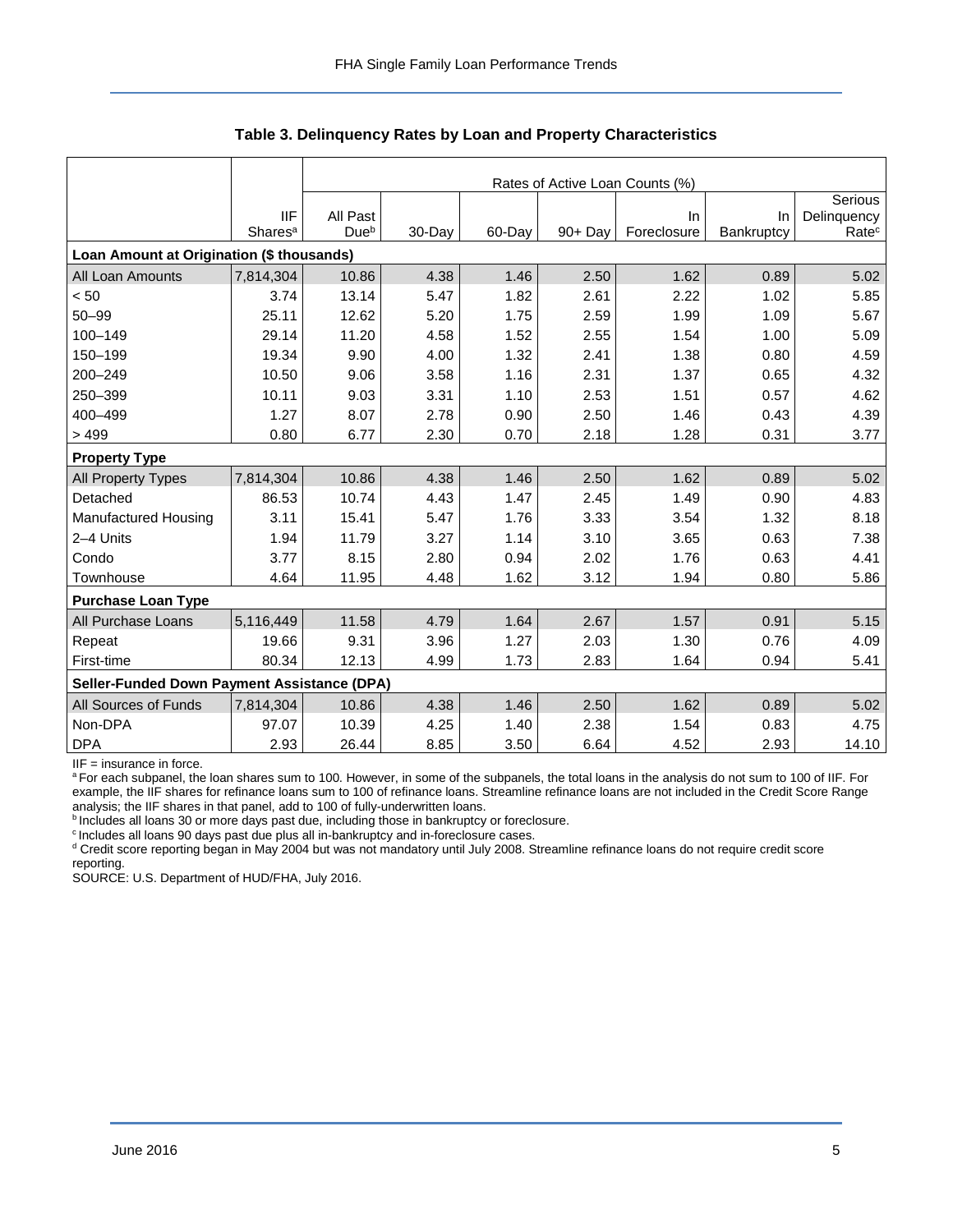### Table 3. Delinquency Rates by Loan and Property Characteristics

| | | Rates of Active Loan Counts (%) | | | | | | |
|---|---|---|---|---|---|---|---|---|
| | IIF Shares[a] | All Past Due[b] | 30-Day | 60-Day | 90+ Day | In Foreclosure | In Bankruptcy | Serious Delinquency Rate[c] |
| **Loan Amount at Origination ($ thousands)** | | | | | | | | |
| All Loan Amounts | 7,814,304 | 10.86 | 4.38 | 1.46 | 2.50 | 1.62 | 0.89 | 5.02 |
| < 50 | 3.74 | 13.14 | 5.47 | 1.82 | 2.61 | 2.22 | 1.02 | 5.85 |
| 50–99 | 25.11 | 12.62 | 5.20 | 1.75 | 2.59 | 1.99 | 1.09 | 5.67 |
| 100–149 | 29.14 | 11.20 | 4.58 | 1.52 | 2.55 | 1.54 | 1.00 | 5.09 |
| 150–199 | 19.34 | 9.90 | 4.00 | 1.32 | 2.41 | 1.38 | 0.80 | 4.59 |
| 200–249 | 10.50 | 9.06 | 3.58 | 1.16 | 2.31 | 1.37 | 0.65 | 4.32 |
| 250–399 | 10.11 | 9.03 | 3.31 | 1.10 | 2.53 | 1.51 | 0.57 | 4.62 |
| 400–499 | 1.27 | 8.07 | 2.78 | 0.90 | 2.50 | 1.46 | 0.43 | 4.39 |
| > 499 | 0.80 | 6.77 | 2.30 | 0.70 | 2.18 | 1.28 | 0.31 | 3.77 |
| **Property Type** | | | | | | | | |
| All Property Types | 7,814,304 | 10.86 | 4.38 | 1.46 | 2.50 | 1.62 | 0.89 | 5.02 |
| Detached | 86.53 | 10.74 | 4.43 | 1.47 | 2.45 | 1.49 | 0.90 | 4.83 |
| Manufactured Housing | 3.11 | 15.41 | 5.47 | 1.76 | 3.33 | 3.54 | 1.32 | 8.18 |
| 2–4 Units | 1.94 | 11.79 | 3.27 | 1.14 | 3.10 | 3.65 | 0.63 | 7.38 |
| Condo | 3.77 | 8.15 | 2.80 | 0.94 | 2.02 | 1.76 | 0.63 | 4.41 |
| Townhouse | 4.64 | 11.95 | 4.48 | 1.62 | 3.12 | 1.94 | 0.80 | 5.86 |
| **Purchase Loan Type** | | | | | | | | |
| All Purchase Loans | 5,116,449 | 11.58 | 4.79 | 1.64 | 2.67 | 1.57 | 0.91 | 5.15 |
| Repeat | 19.66 | 9.31 | 3.96 | 1.27 | 2.03 | 1.30 | 0.76 | 4.09 |
| First-time | 80.34 | 12.13 | 4.99 | 1.73 | 2.83 | 1.64 | 0.94 | 5.41 |
| **Seller-Funded Down Payment Assistance (DPA)** | | | | | | | | |
| All Sources of Funds | 7,814,304 | 10.86 | 4.38 | 1.46 | 2.50 | 1.62 | 0.89 | 5.02 |
| Non-DPA | 97.07 | 10.39 | 4.25 | 1.40 | 2.38 | 1.54 | 0.83 | 4.75 |
| DPA | 2.93 | 26.44 | 8.85 | 3.50 | 6.64 | 4.52 | 2.93 | 14.10 |

IIF = insurance in force.

[a] For each subpanel, the loan shares sum to 100. However, in some of the subpanels, the total loans in the analysis do not sum to 100 of IIF. For example, the IIF shares for refinance loans sum to 100 of refinance loans. Streamline refinance loans are not included in the Credit Score Range analysis; the IIF shares in that panel, add to 100 of fully-underwritten loans.

[b] Includes all loans 30 or more days past due, including those in bankruptcy or foreclosure.

[c] Includes all loans 90 days past due plus all in-bankruptcy and in-foreclosure cases.

[d] Credit score reporting began in May 2004 but was not mandatory until July 2008. Streamline refinance loans do not require credit score reporting.

SOURCE: U.S. Department of HUD/FHA, July 2016.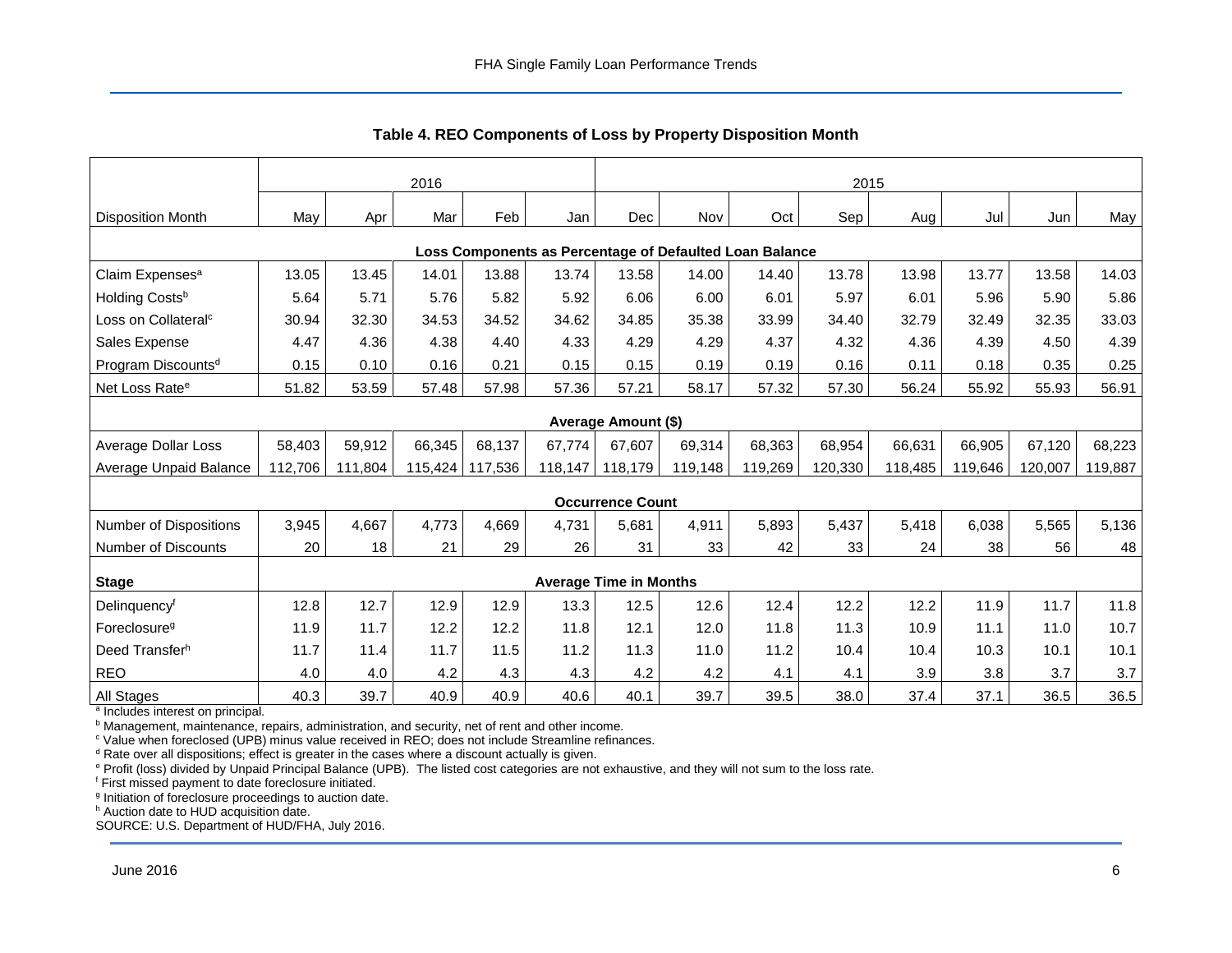## Table 4. REO Components of Loss by Property Disposition Month

| | 2016 | | | | | 2015 | | | | | | | |
|---|---|---|---|---|---|---|---|---|---|---|---|---|---|
| Disposition Month | May | Apr | Mar | Feb | Jan | Dec | Nov | Oct | Sep | Aug | Jul | Jun | May |
| **Loss Components as Percentage of Defaulted Loan Balance** | | | | | | | | | | | | | |
| Claim Expenses[a] | 13.05 | 13.45 | 14.01 | 13.88 | 13.74 | 13.58 | 14.00 | 14.40 | 13.78 | 13.98 | 13.77 | 13.58 | 14.03 |
| Holding Costs[b] | 5.64 | 5.71 | 5.76 | 5.82 | 5.92 | 6.06 | 6.00 | 6.01 | 5.97 | 6.01 | 5.96 | 5.90 | 5.86 |
| Loss on Collateral[c] | 30.94 | 32.30 | 34.53 | 34.52 | 34.62 | 34.85 | 35.38 | 33.99 | 34.40 | 32.79 | 32.49 | 32.35 | 33.03 |
| Sales Expense | 4.47 | 4.36 | 4.38 | 4.40 | 4.33 | 4.29 | 4.29 | 4.37 | 4.32 | 4.36 | 4.39 | 4.50 | 4.39 |
| Program Discounts[d] | 0.15 | 0.10 | 0.16 | 0.21 | 0.15 | 0.15 | 0.19 | 0.19 | 0.16 | 0.11 | 0.18 | 0.35 | 0.25 |
| Net Loss Rate[e] | 51.82 | 53.59 | 57.48 | 57.98 | 57.36 | 57.21 | 58.17 | 57.32 | 57.30 | 56.24 | 55.92 | 55.93 | 56.91 |
| **Average Amount ($)** | | | | | | | | | | | | | |
| Average Dollar Loss | 58,403 | 59,912 | 66,345 | 68,137 | 67,774 | 67,607 | 69,314 | 68,363 | 68,954 | 66,631 | 66,905 | 67,120 | 68,223 |
| Average Unpaid Balance | 112,706 | 111,804 | 115,424 | 117,536 | 118,147 | 118,179 | 119,148 | 119,269 | 120,330 | 118,485 | 119,646 | 120,007 | 119,887 |
| **Occurrence Count** | | | | | | | | | | | | | |
| Number of Dispositions | 3,945 | 4,667 | 4,773 | 4,669 | 4,731 | 5,681 | 4,911 | 5,893 | 5,437 | 5,418 | 6,038 | 5,565 | 5,136 |
| Number of Discounts | 20 | 18 | 21 | 29 | 26 | 31 | 33 | 42 | 33 | 24 | 38 | 56 | 48 |
| **Stage** | **Average Time in Months** | | | | | | | | | | | | |
| Delinquency[f] | 12.8 | 12.7 | 12.9 | 12.9 | 13.3 | 12.5 | 12.6 | 12.4 | 12.2 | 12.2 | 11.9 | 11.7 | 11.8 |
| Foreclosure[g] | 11.9 | 11.7 | 12.2 | 12.2 | 11.8 | 12.1 | 12.0 | 11.8 | 11.3 | 10.9 | 11.1 | 11.0 | 10.7 |
| Deed Transfer[h] | 11.7 | 11.4 | 11.7 | 11.5 | 11.2 | 11.3 | 11.0 | 11.2 | 10.4 | 10.4 | 10.3 | 10.1 | 10.1 |
| REO | 4.0 | 4.0 | 4.2 | 4.3 | 4.3 | 4.2 | 4.2 | 4.1 | 4.1 | 3.9 | 3.8 | 3.7 | 3.7 |
| All Stages | 40.3 | 39.7 | 40.9 | 40.9 | 40.6 | 40.1 | 39.7 | 39.5 | 38.0 | 37.4 | 37.1 | 36.5 | 36.5 |

[a] Includes interest on principal.
[b] Management, maintenance, repairs, administration, and security, net of rent and other income.
[c] Value when foreclosed (UPB) minus value received in REO; does not include Streamline refinances.
[d] Rate over all dispositions; effect is greater in the cases where a discount actually is given.
[e] Profit (loss) divided by Unpaid Principal Balance (UPB). The listed cost categories are not exhaustive, and they will not sum to the loss rate.
[f] First missed payment to date foreclosure initiated.
[g] Initiation of foreclosure proceedings to auction date.
[h] Auction date to HUD acquisition date.
SOURCE: U.S. Department of HUD/FHA, July 2016.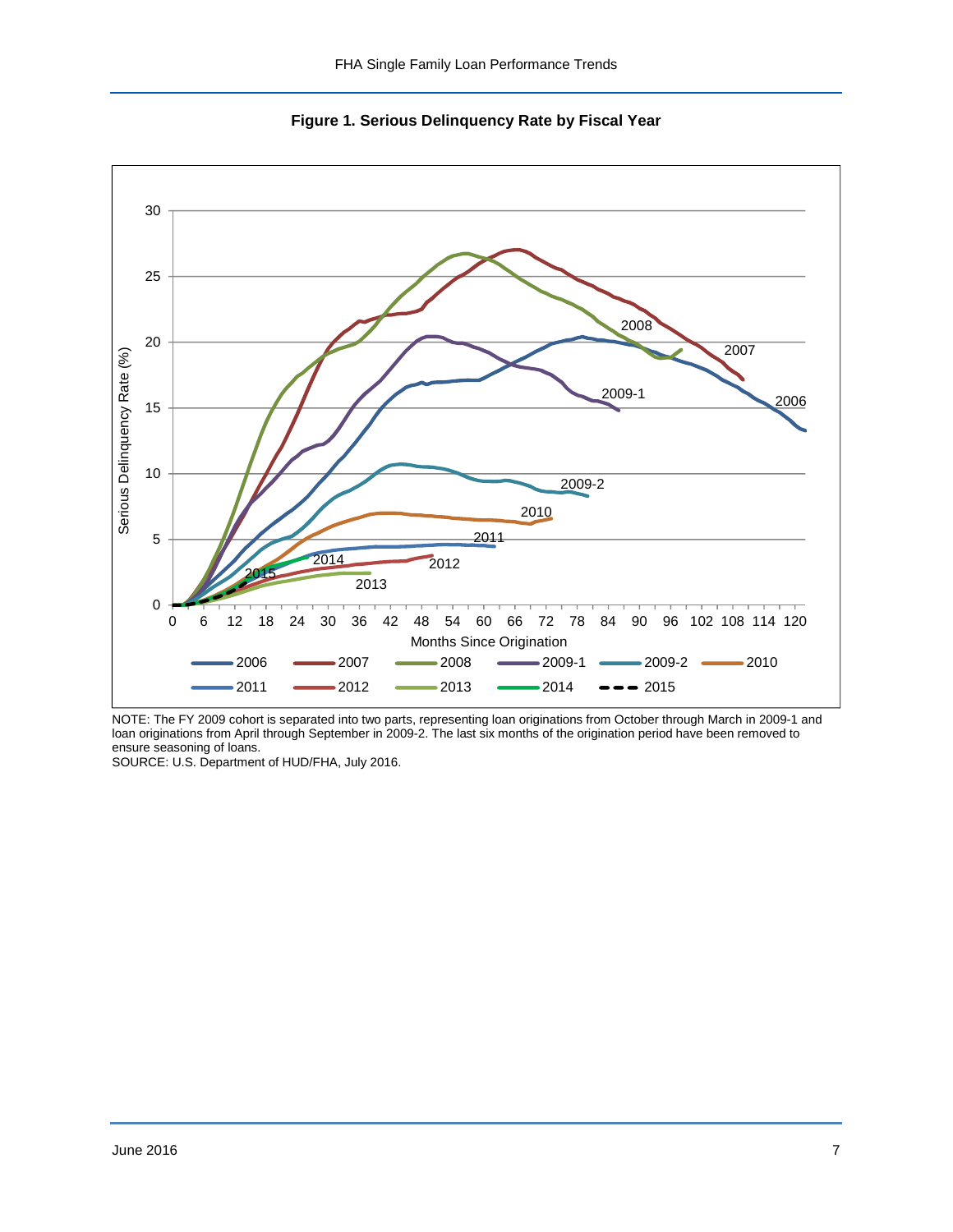**Figure 1. Serious Delinquency Rate by Fiscal Year**

NOTE: The FY 2009 cohort is separated into two parts, representing loan originations from October through March in 2009-1 and loan originations from April through September in 2009-2. The last six months of the origination period have been removed to ensure seasoning of loans.
SOURCE: U.S. Department of HUD/FHA, July 2016.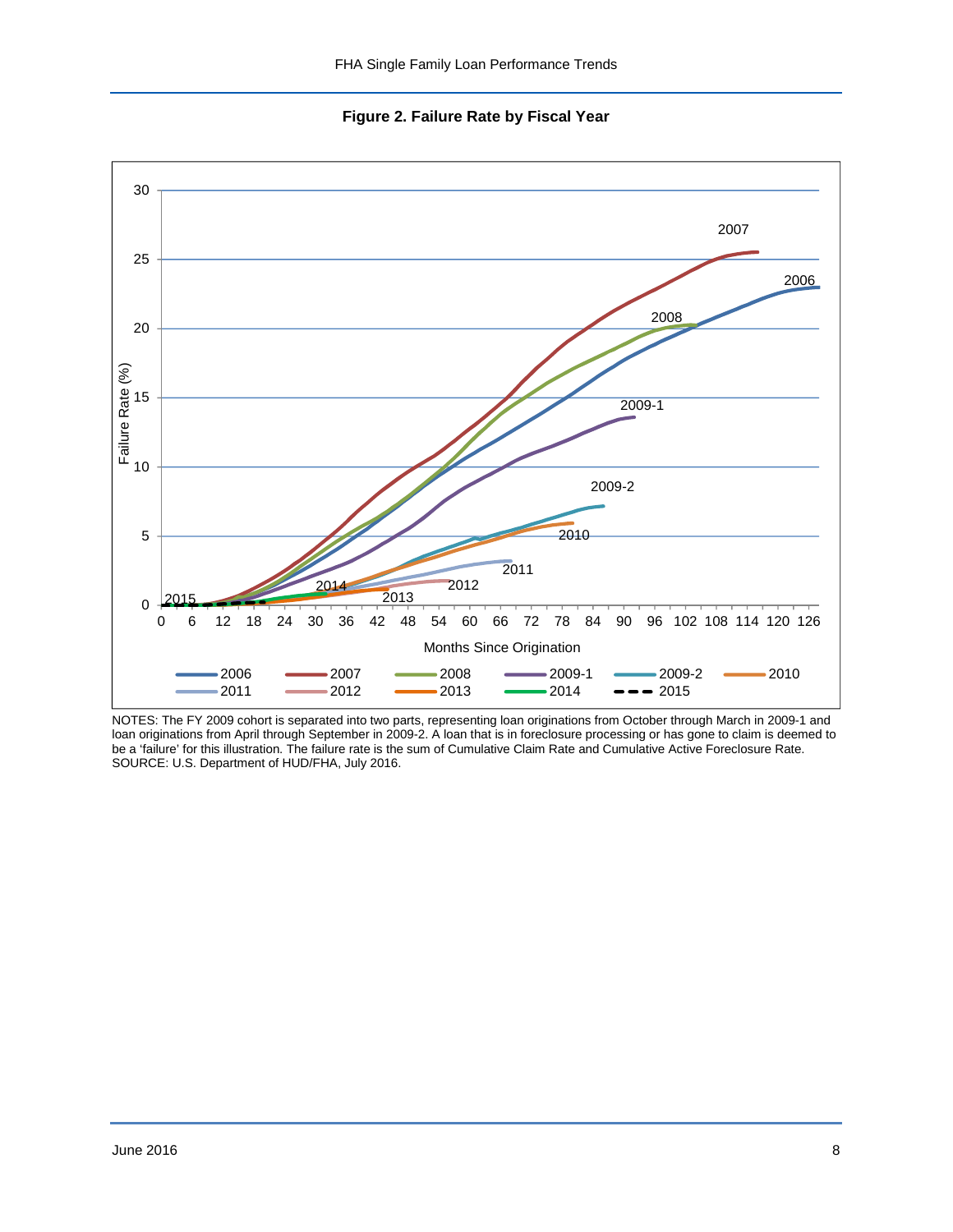**Figure 2. Failure Rate by Fiscal Year**

Failure Rate (%)

30
25
20
15
10
5
0

0 6 12 18 24 30 36 42 48 54 60 66 72 78 84 90 96 102 108 114 120 126

Months Since Origination

2007
2006
2008
2009-1
2009-2
2010
2011
2012
2013
2014
2015

2006 2007 2008 2009-1 2009-2 2010
2011 2012 2013 2014 2015

NOTES: The FY 2009 cohort is separated into two parts, representing loan originations from October through March in 2009-1 and loan originations from April through September in 2009-2. A loan that is in foreclosure processing or has gone to claim is deemed to be a 'failure' for this illustration. The failure rate is the sum of Cumulative Claim Rate and Cumulative Active Foreclosure Rate.
SOURCE: U.S. Department of HUD/FHA, July 2016.